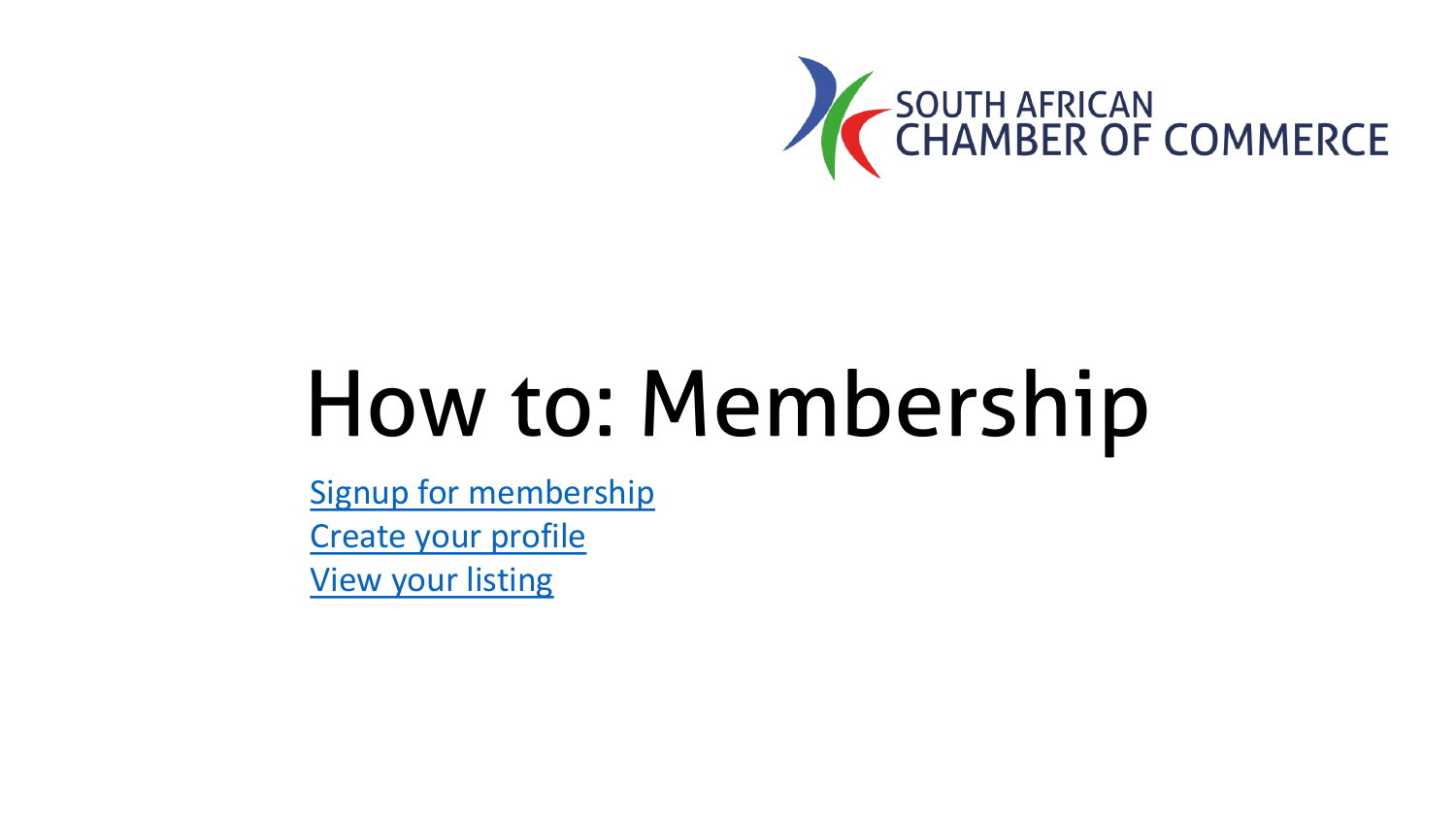SOUTH AFRICAN CHAMBER OF COMMERCE

# How to: Membership

Signup for membership
Create your profile
View your listing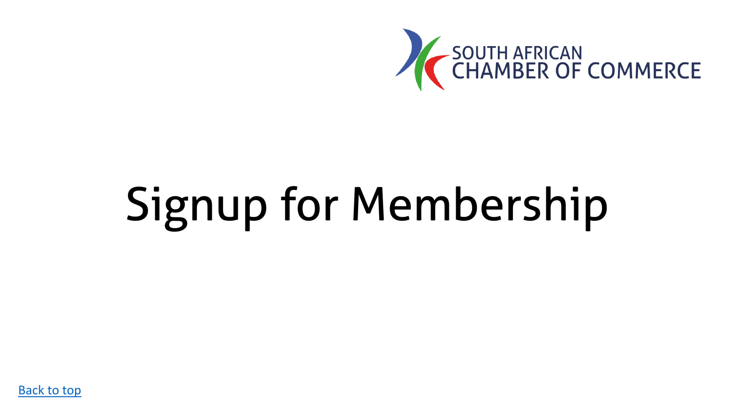SOUTH AFRICAN CHAMBER OF COMMERCE

# Signup for Membership

[Back to top]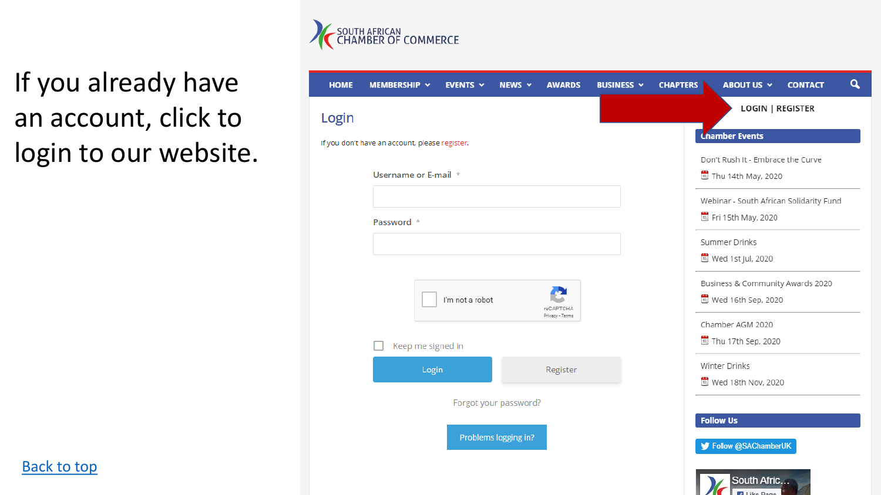If you already have an account, click to login to our website.

SOUTH AFRICAN CHAMBER OF COMMERCE

HOME | MEMBERSHIP | EVENTS | NEWS | AWARDS | BUSINESS | CHAPTERS | ABOUT US | CONTACT

LOGIN | REGISTER

## Login

If you don't have an account, please register.

Username or E-mail *

Password *

I'm not a robot

reCAPTCHA
Privacy - Terms

Keep me signed in

Login | Register

Forgot your password?

Problems logging in?

**Chamber Events**

Don't Rush It - Embrace the Curve
Thu 14th May, 2020

Webinar - South African Solidarity Fund
Fri 15th May, 2020

Summer Drinks
Wed 1st Jul, 2020

Business & Community Awards 2020
Wed 16th Sep, 2020

Chamber AGM 2020
Thu 17th Sep, 2020

Winter Drinks
Wed 18th Nov, 2020

**Follow Us**

Follow @SAChamberUK

South Afric...

[Back to top](#)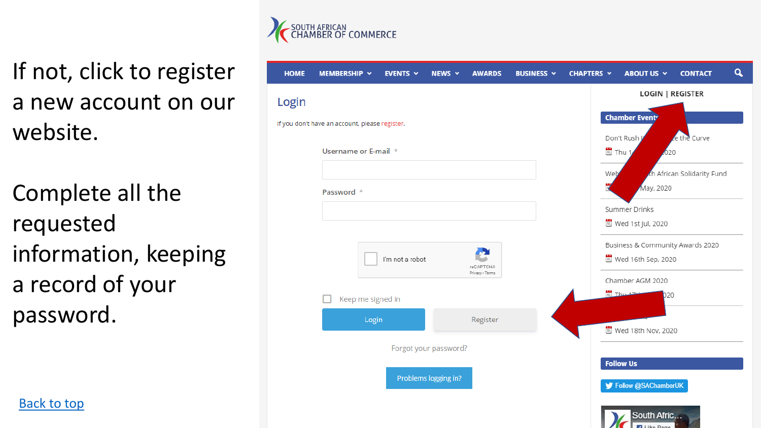If not, click to register a new account on our website.

Complete all the requested information, keeping a record of your password.

Back to top

SOUTH AFRICAN CHAMBER OF COMMERCE

HOME MEMBERSHIP EVENTS NEWS AWARDS BUSINESS CHAPTERS ABOUT US CONTACT

## Login

If you don't have an account, please register.

Username or E-mail *

Password *

I'm not a robot

Keep me signed in

Login Register

Forgot your password?

Problems logging in?

LOGIN | REGISTER

**Chamber Events**

Don't Rush ... the Curve

Thu 1... 2020

Web... th African Solidarity Fund

... May, 2020

Summer Drinks

Wed 1st Jul, 2020

Business & Community Awards 2020

Wed 16th Sep, 2020

Chamber AGM 2020

Thu 17t... 020

Wed 18th Nov, 2020

**Follow Us**

Follow @SAChamberUK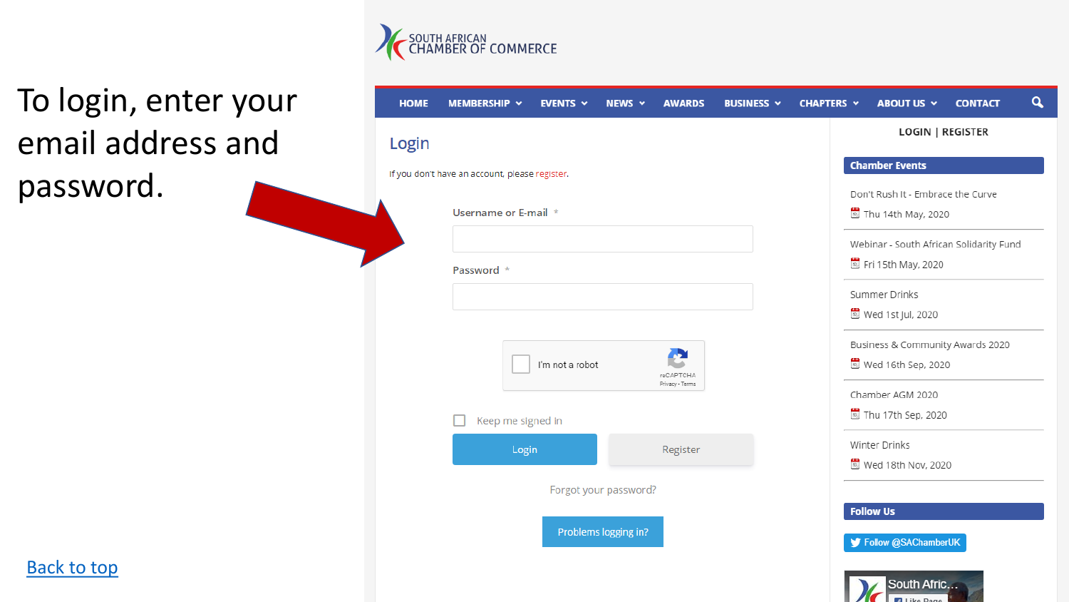To login, enter your email address and password.

SOUTH AFRICAN CHAMBER OF COMMERCE

HOME | MEMBERSHIP | EVENTS | NEWS | AWARDS | BUSINESS | CHAPTERS | ABOUT US | CONTACT

## Login

If you don't have an account, please register.

Username or E-mail *

Password *

I'm not a robot

reCAPTCHA
Privacy - Terms

Keep me signed in

Login | Register

Forgot your password?

Problems logging in?

LOGIN | REGISTER

**Chamber Events**

Don't Rush It - Embrace the Curve
Thu 14th May, 2020

Webinar - South African Solidarity Fund
Fri 15th May, 2020

Summer Drinks
Wed 1st Jul, 2020

Business & Community Awards 2020
Wed 16th Sep, 2020

Chamber AGM 2020
Thu 17th Sep, 2020

Winter Drinks
Wed 18th Nov, 2020

**Follow Us**

Follow @SAChamberUK

South Afric...
Like Page

Back to top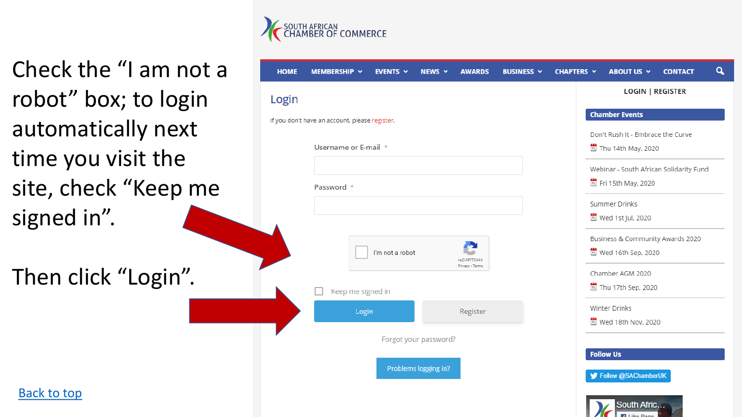Check the “I am not a robot” box; to login automatically next time you visit the site, check “Keep me signed in”.

Then click “Login”.

SOUTH AFRICAN CHAMBER OF COMMERCE

HOME | MEMBERSHIP | EVENTS | NEWS | AWARDS | BUSINESS | CHAPTERS | ABOUT US | CONTACT

## Login

If you don't have an account, please register.

Username or E-mail *

Password *

I'm not a robot

reCAPTCHA
Privacy - Terms

Keep me signed in

Login | Register

Forgot your password?

Problems logging in?

LOGIN | REGISTER

**Chamber Events**

Don't Rush It - Embrace the Curve
Thu 14th May, 2020

Webinar - South African Solidarity Fund
Fri 15th May, 2020

Summer Drinks
Wed 1st Jul, 2020

Business & Community Awards 2020
Wed 16th Sep, 2020

Chamber AGM 2020
Thu 17th Sep, 2020

Winter Drinks
Wed 18th Nov, 2020

**Follow Us**

Follow @SAChamberUK

South Afric...

Back to top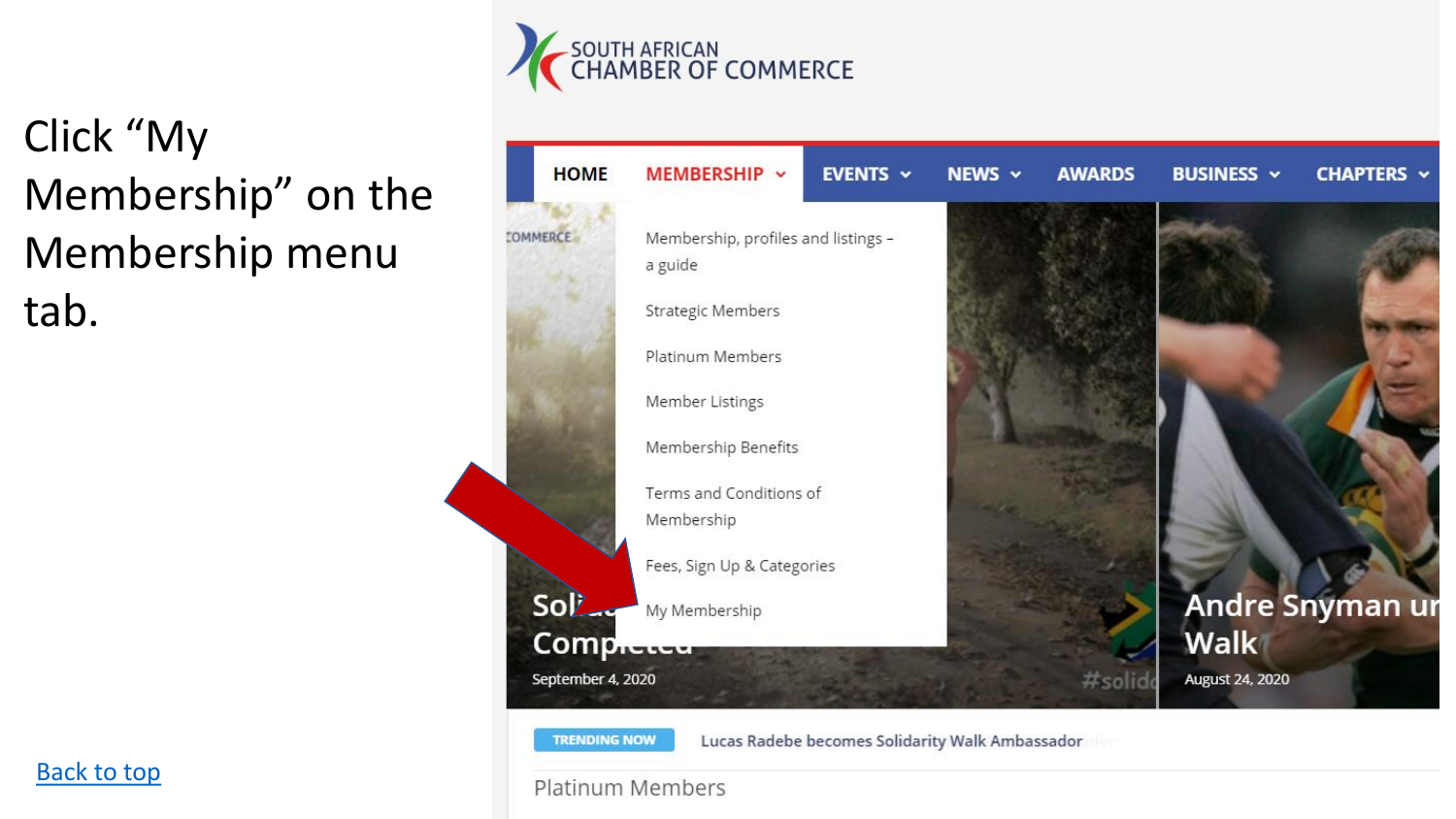Click “My Membership” on the Membership menu tab.

Back to top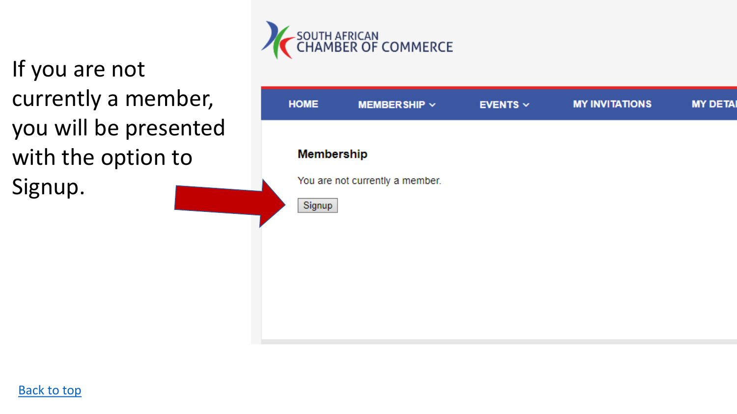If you are not currently a member, you will be presented with the option to Signup.

SOUTH AFRICAN CHAMBER OF COMMERCE

HOME | MEMBERSHIP | EVENTS | MY INVITATIONS | MY DETAI

**Membership**

You are not currently a member.

Signup

Back to top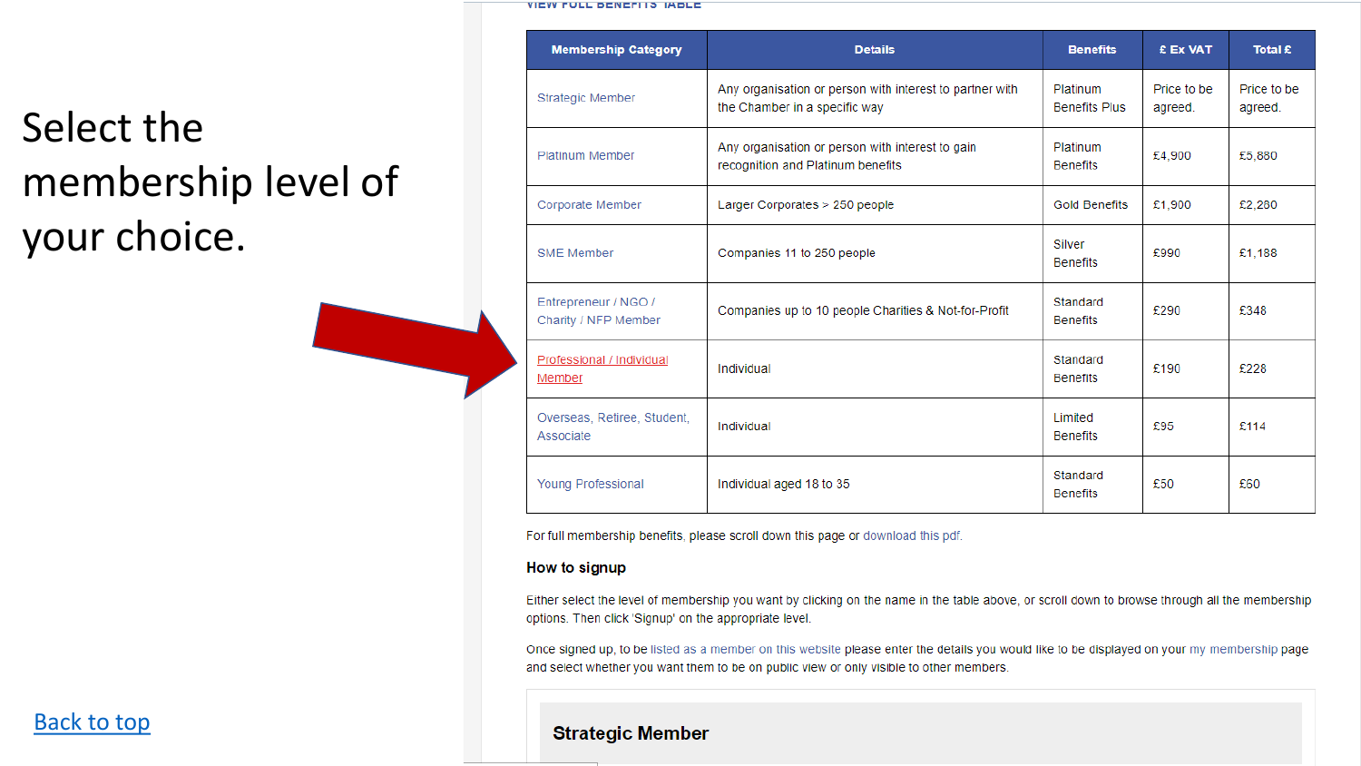Select the membership level of your choice.

VIEW FULL BENEFITS TABLE

| Membership Category | Details | Benefits | £ Ex VAT | Total £ |
|---|---|---|---|---|
| Strategic Member | Any organisation or person with interest to partner with the Chamber in a specific way | Platinum Benefits Plus | Price to be agreed. | Price to be agreed. |
| Platinum Member | Any organisation or person with interest to gain recognition and Platinum benefits | Platinum Benefits | £4,900 | £5,880 |
| Corporate Member | Larger Corporates > 250 people | Gold Benefits | £1,900 | £2,280 |
| SME Member | Companies 11 to 250 people | Silver Benefits | £990 | £1,188 |
| Entrepreneur / NGO / Charity / NFP Member | Companies up to 10 people Charities & Not-for-Profit | Standard Benefits | £290 | £348 |
| Professional / Individual Member | Individual | Standard Benefits | £190 | £228 |
| Overseas, Retiree, Student, Associate | Individual | Limited Benefits | £95 | £114 |
| Young Professional | Individual aged 18 to 35 | Standard Benefits | £50 | £60 |

For full membership benefits, please scroll down this page or download this pdf.

**How to signup**

Either select the level of membership you want by clicking on the name in the table above, or scroll down to browse through all the membership options. Then click 'Signup' on the appropriate level.

Once signed up, to be listed as a member on this website please enter the details you would like to be displayed on your my membership page and select whether you want them to be on public view or only visible to other members.

**Strategic Member**

Back to top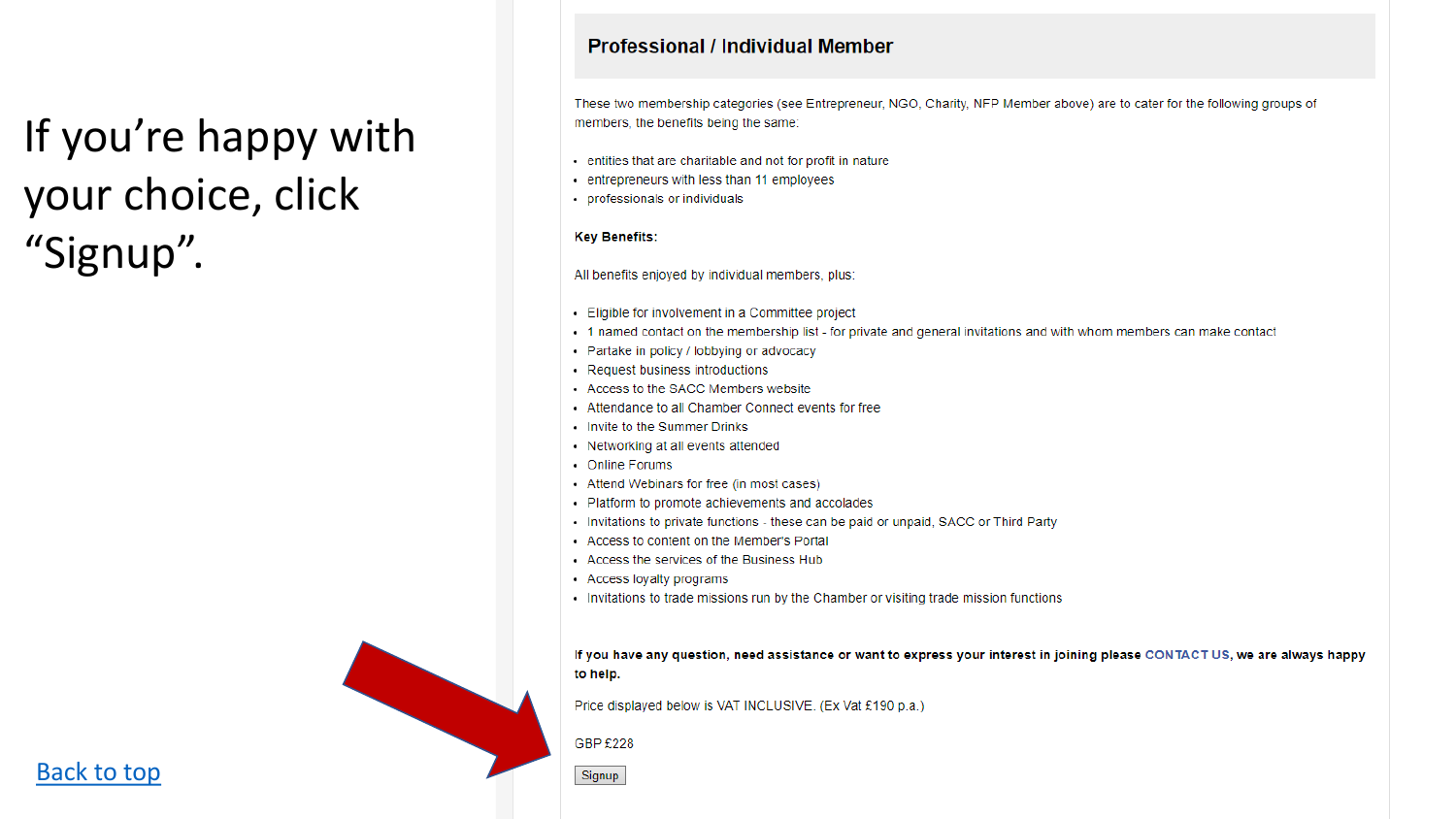If you're happy with your choice, click "Signup".

## Professional / Individual Member

These two membership categories (see Entrepreneur, NGO, Charity, NFP Member above) are to cater for the following groups of members, the benefits being the same:

- entities that are charitable and not for profit in nature
- entrepreneurs with less than 11 employees
- professionals or individuals

**Key Benefits:**

All benefits enjoyed by individual members, plus:

- Eligible for involvement in a Committee project
- 1 named contact on the membership list - for private and general invitations and with whom members can make contact
- Partake in policy / lobbying or advocacy
- Request business introductions
- Access to the SACC Members website
- Attendance to all Chamber Connect events for free
- Invite to the Summer Drinks
- Networking at all events attended
- Online Forums
- Attend Webinars for free (in most cases)
- Platform to promote achievements and accolades
- Invitations to private functions - these can be paid or unpaid, SACC or Third Party
- Access to content on the Member's Portal
- Access the services of the Business Hub
- Access loyalty programs
- Invitations to trade missions run by the Chamber or visiting trade mission functions

**If you have any question, need assistance or want to express your interest in joining please CONTACT US, we are always happy to help.**

Price displayed below is VAT INCLUSIVE. (Ex Vat £190 p.a.)

GBP £228

Signup

Back to top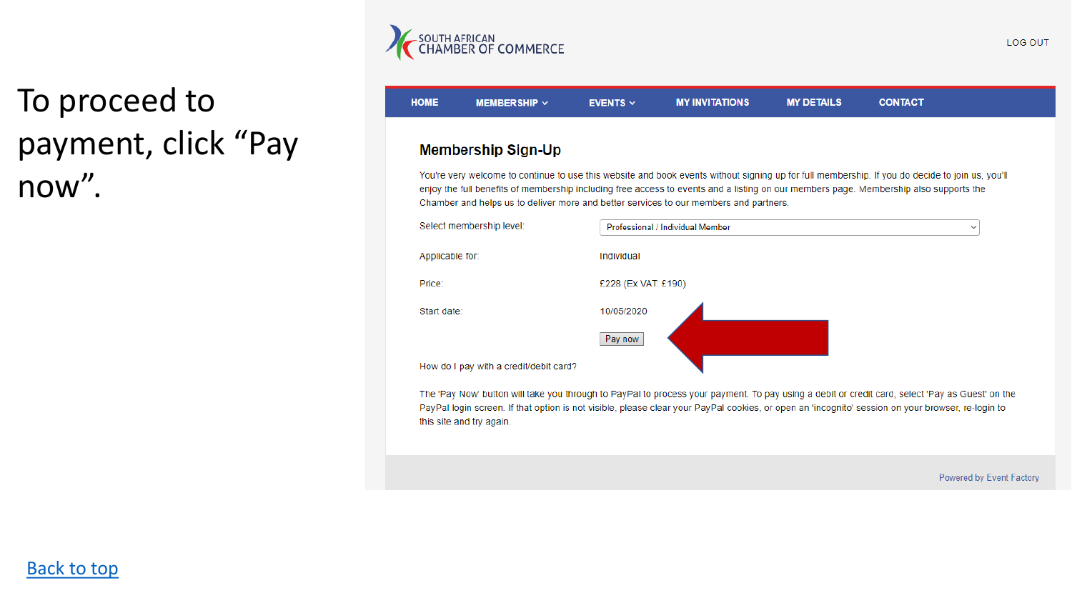To proceed to payment, click “Pay now”.

SOUTH AFRICAN CHAMBER OF COMMERCE

LOG OUT

HOME | MEMBERSHIP | EVENTS | MY INVITATIONS | MY DETAILS | CONTACT

## Membership Sign-Up

You're very welcome to continue to use this website and book events without signing up for full membership. If you do decide to join us, you'll enjoy the full benefits of membership including free access to events and a listing on our members page. Membership also supports the Chamber and helps us to deliver more and better services to our members and partners.

Select membership level: Professional / Individual Member

Applicable for: Individual

Price: £228 (Ex VAT: £190)

Start date: 10/05/2020

Pay now

How do I pay with a credit/debit card?

The 'Pay Now' button will take you through to PayPal to process your payment. To pay using a debit or credit card, select 'Pay as Guest' on the PayPal login screen. If that option is not visible, please clear your PayPal cookies, or open an 'incognito' session on your browser, re-login to this site and try again.

Powered by Event Factory

[Back to top]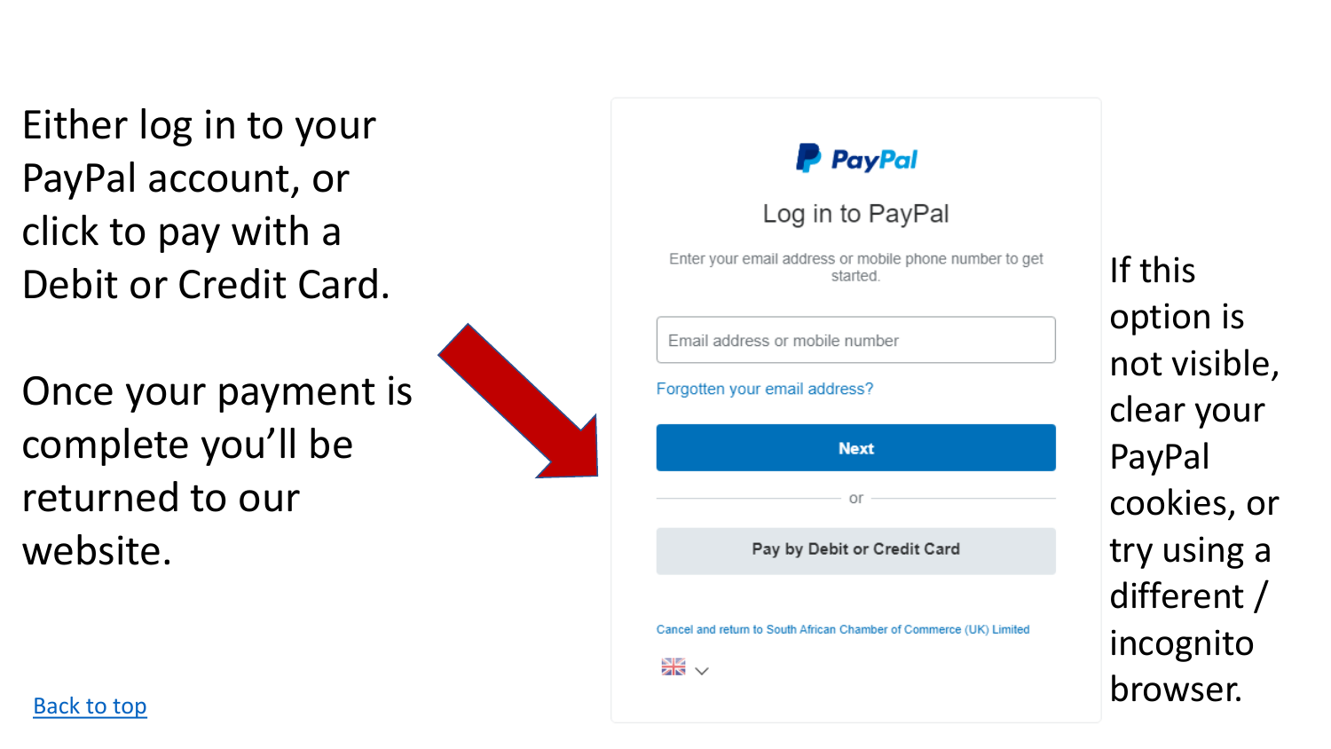Either log in to your PayPal account, or click to pay with a Debit or Credit Card.

Once your payment is complete you'll be returned to our website.

PayPal

Log in to PayPal

Enter your email address or mobile phone number to get started.

Email address or mobile number

Forgotten your email address?

Next

or

Pay by Debit or Credit Card

Cancel and return to South African Chamber of Commerce (UK) Limited

If this option is not visible, clear your PayPal cookies, or try using a different / incognito browser.

Back to top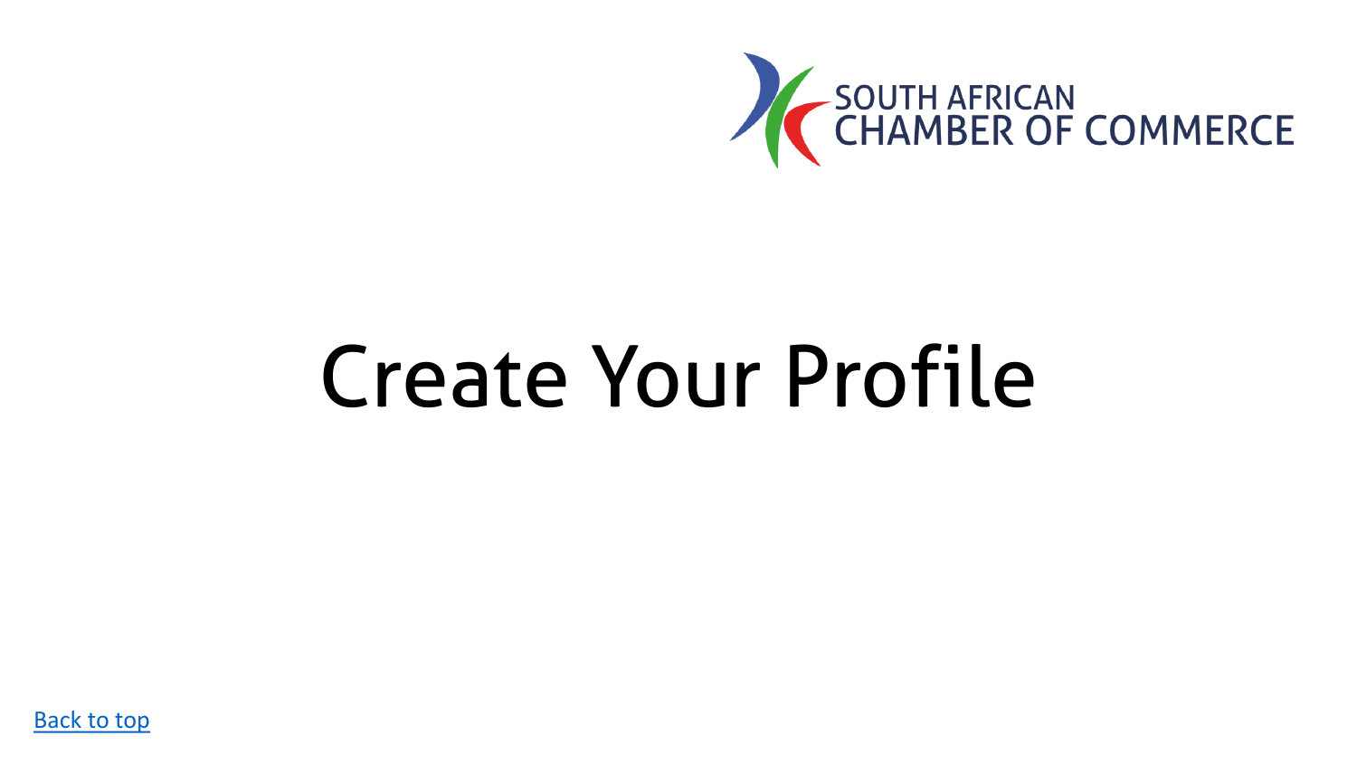# Create Your Profile

[Back to top]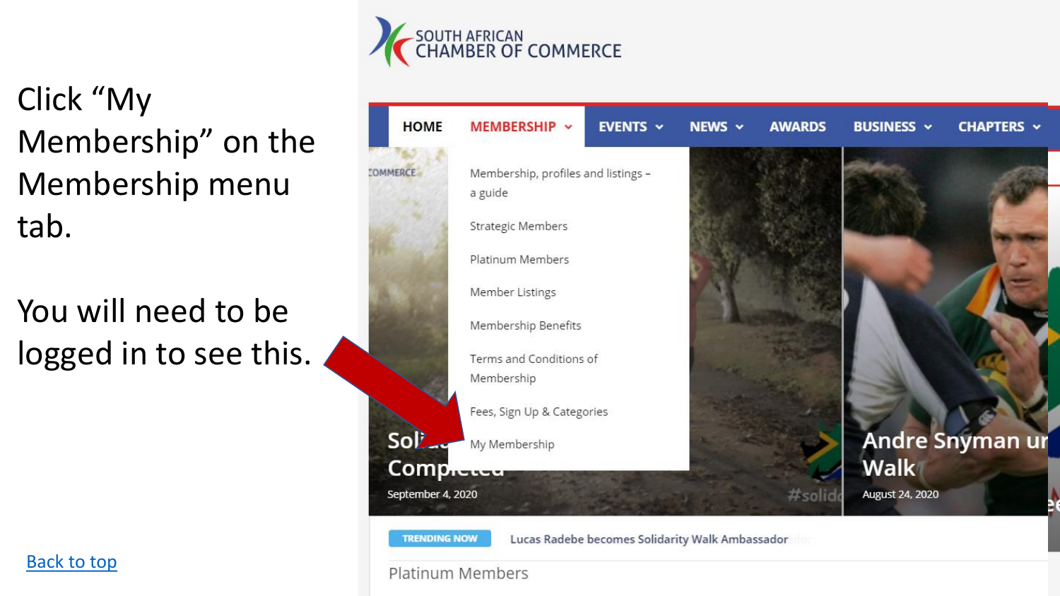Click "My Membership" on the Membership menu tab.

You will need to be logged in to see this.

Back to top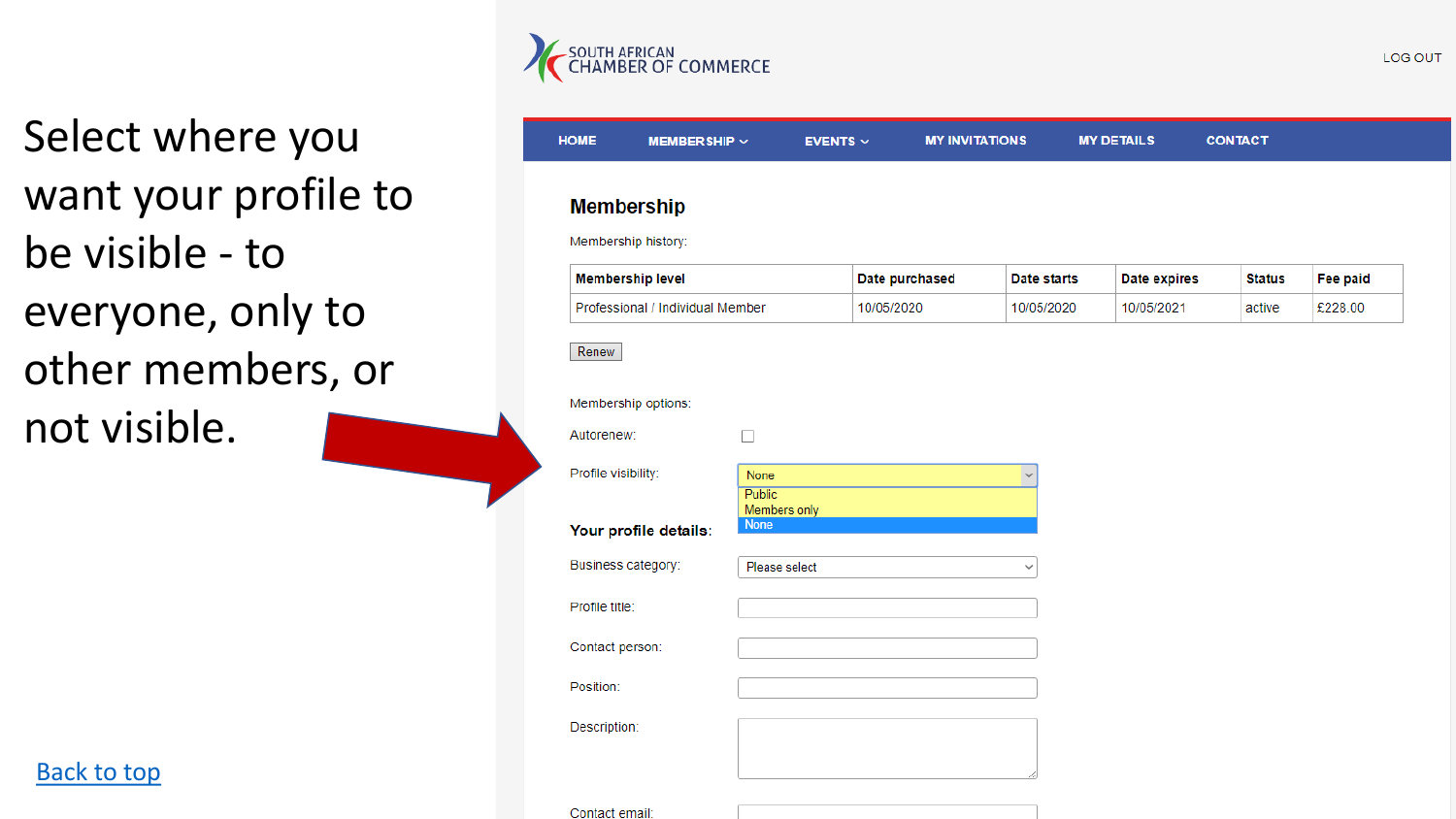Select where you want your profile to be visible - to everyone, only to other members, or not visible.

SOUTH AFRICAN CHAMBER OF COMMERCE

LOG OUT

HOME | MEMBERSHIP | EVENTS | MY INVITATIONS | MY DETAILS | CONTACT

## Membership

Membership history:

| Membership level | Date purchased | Date starts | Date expires | Status | Fee paid |
| --- | --- | --- | --- | --- | --- |
| Professional / Individual Member | 10/05/2020 | 10/05/2020 | 10/05/2021 | active | £228.00 |

Renew

Membership options:

Autorenew:

Profile visibility: None

- Public
- Members only
- None

**Your profile details:**

Business category: Please select

Profile title:

Contact person:

Position:

Description:

Contact email:

[Back to top](#)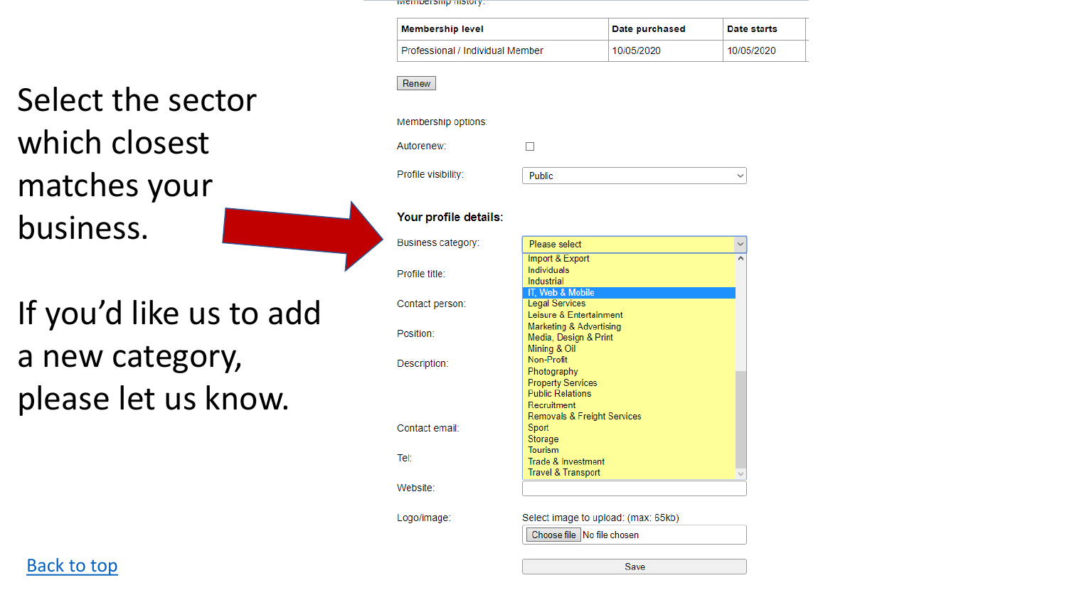Membership history:

| Membership level | Date purchased | Date starts |
| --- | --- | --- |
| Professional / Individual Member | 10/05/2020 | 10/05/2020 |

Renew

Select the sector which closest matches your business.

If you'd like us to add a new category, please let us know.

Membership options:

Autorenew:

Profile visibility: Public

**Your profile details:**

Business category: Please select

- Import & Export
- Individuals
- Industrial
- IT, Web & Mobile
- Legal Services
- Leisure & Entertainment
- Marketing & Advertising
- Media, Design & Print
- Mining & Oil
- Non-Profit
- Photography
- Property Services
- Public Relations
- Recruitment
- Removals & Freight Services
- Sport
- Storage
- Tourism
- Trade & Investment
- Travel & Transport

Profile title:

Contact person:

Position:

Description:

Contact email:

Tel:

Website:

Logo/image: Select image to upload: (max: 65kb)

Choose file No file chosen

Save

Back to top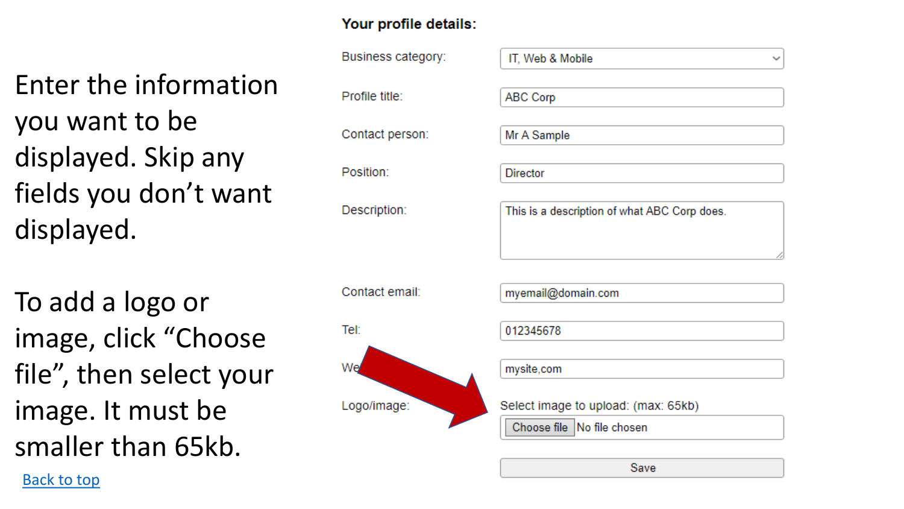Enter the information you want to be displayed. Skip any fields you don't want displayed.

To add a logo or image, click "Choose file", then select your image. It must be smaller than 65kb.

Back to top

**Your profile details:**

| Field | Value |
|---|---|
| Business category: | IT, Web & Mobile |
| Profile title: | ABC Corp |
| Contact person: | Mr A Sample |
| Position: | Director |
| Description: | This is a description of what ABC Corp does. |
| Contact email: | myemail@domain.com |
| Tel: | 012345678 |
| We | mysite,com |
| Logo/image: | Select image to upload: (max: 65kb) Choose file No file chosen |

Save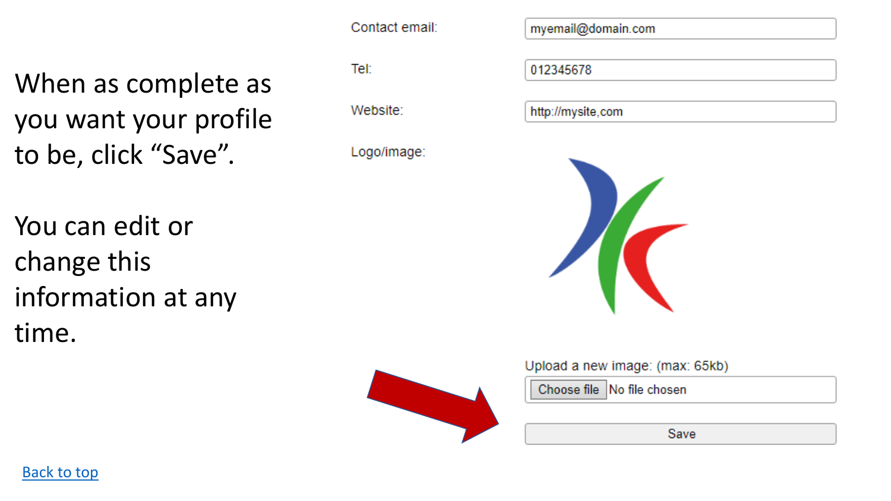When as complete as you want your profile to be, click “Save”.

You can edit or change this information at any time.

Contact email: myemail@domain.com

Tel: 012345678

Website: http://mysite,com

Logo/image:

Upload a new image: (max: 65kb)

Choose file No file chosen

Save

Back to top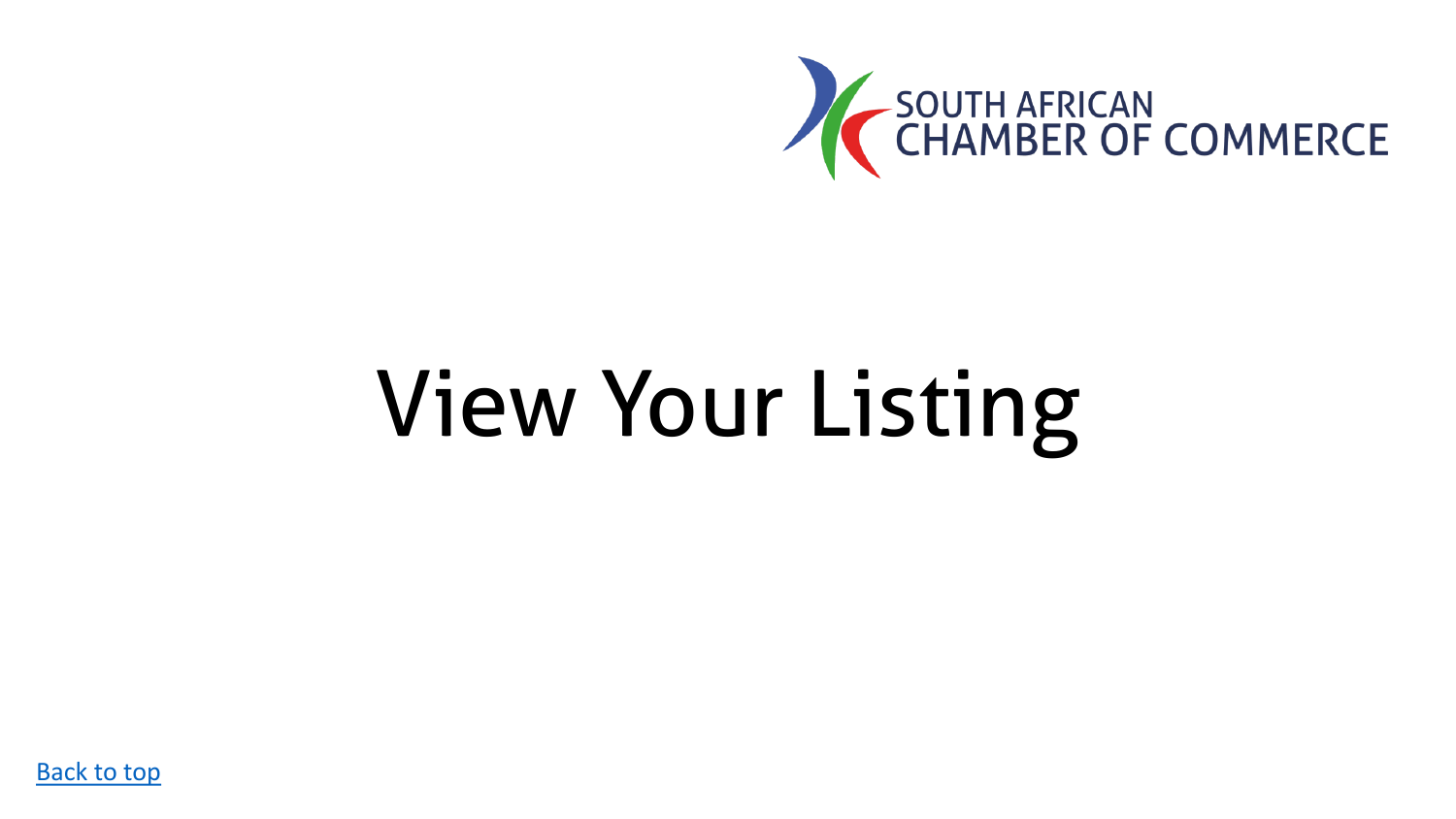SOUTH AFRICAN CHAMBER OF COMMERCE

# View Your Listing

Back to top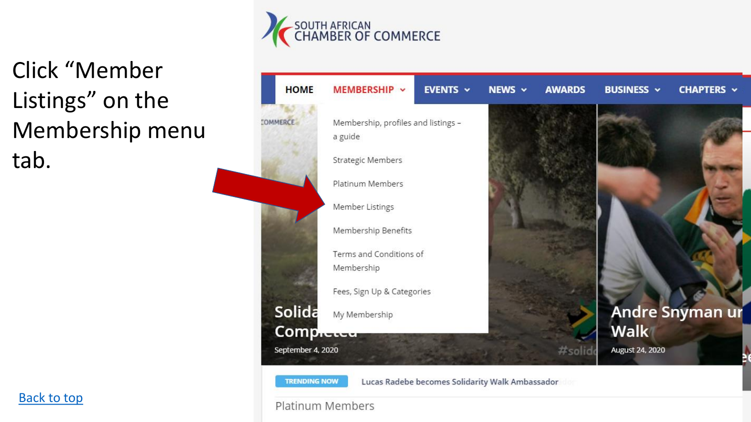Click “Member Listings” on the Membership menu tab.

SOUTH AFRICAN CHAMBER OF COMMERCE

HOME | MEMBERSHIP | EVENTS | NEWS | AWARDS | BUSINESS | CHAPTERS

- Membership, profiles and listings – a guide
- Strategic Members
- Platinum Members
- Member Listings
- Membership Benefits
- Terms and Conditions of Membership
- Fees, Sign Up & Categories
- My Membership

TRENDING NOW Lucas Radebe becomes Solidarity Walk Ambassador

Platinum Members

Back to top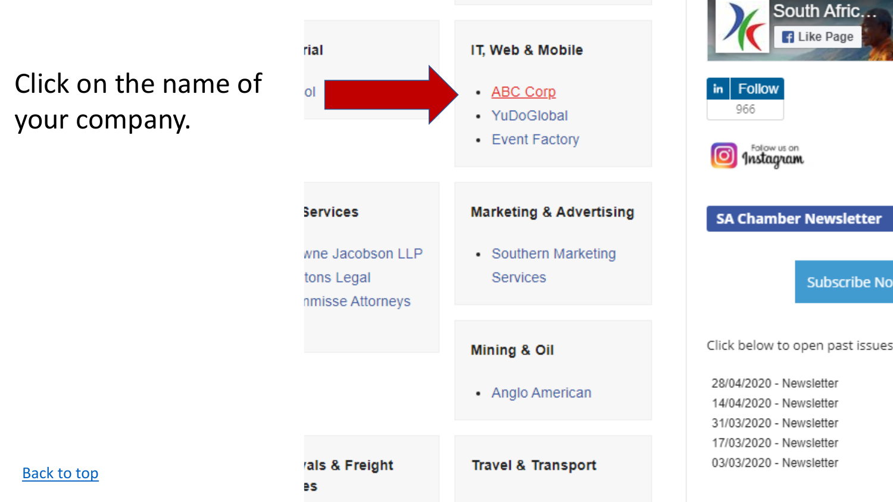Click on the name of your company.

rial

ol

## IT, Web & Mobile

- ABC Corp
- YuDoGlobal
- Event Factory

Services

wne Jacobson LLP
tons Legal
nmisse Attorneys

## Marketing & Advertising

- Southern Marketing Services

## Mining & Oil

- Anglo American

als & Freight
es

## Travel & Transport

South Afric...
Like Page

in Follow
966

Follow us on Instagram

SA Chamber Newsletter

Subscribe No

Click below to open past issues

28/04/2020 - Newsletter
14/04/2020 - Newsletter
31/03/2020 - Newsletter
17/03/2020 - Newsletter
03/03/2020 - Newsletter

Back to top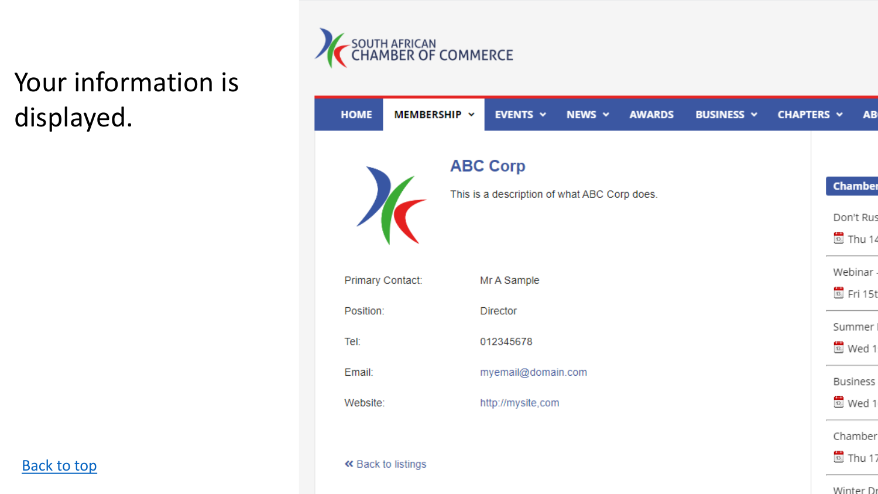Your information is displayed.

SOUTH AFRICAN CHAMBER OF COMMERCE

HOME | MEMBERSHIP | EVENTS | NEWS | AWARDS | BUSINESS | CHAPTERS | AB

## ABC Corp

This is a description of what ABC Corp does.

| | |
|---|---|
| Primary Contact: | Mr A Sample |
| Position: | Director |
| Tel: | 012345678 |
| Email: | myemail@domain.com |
| Website: | http://mysite,com |

« Back to listings

Chamber

Don't Rus
Thu 14

Webinar
Fri 15t

Summer
Wed 1

Business
Wed 1

Chamber
Thu 17

Winter Dr

[Back to top]